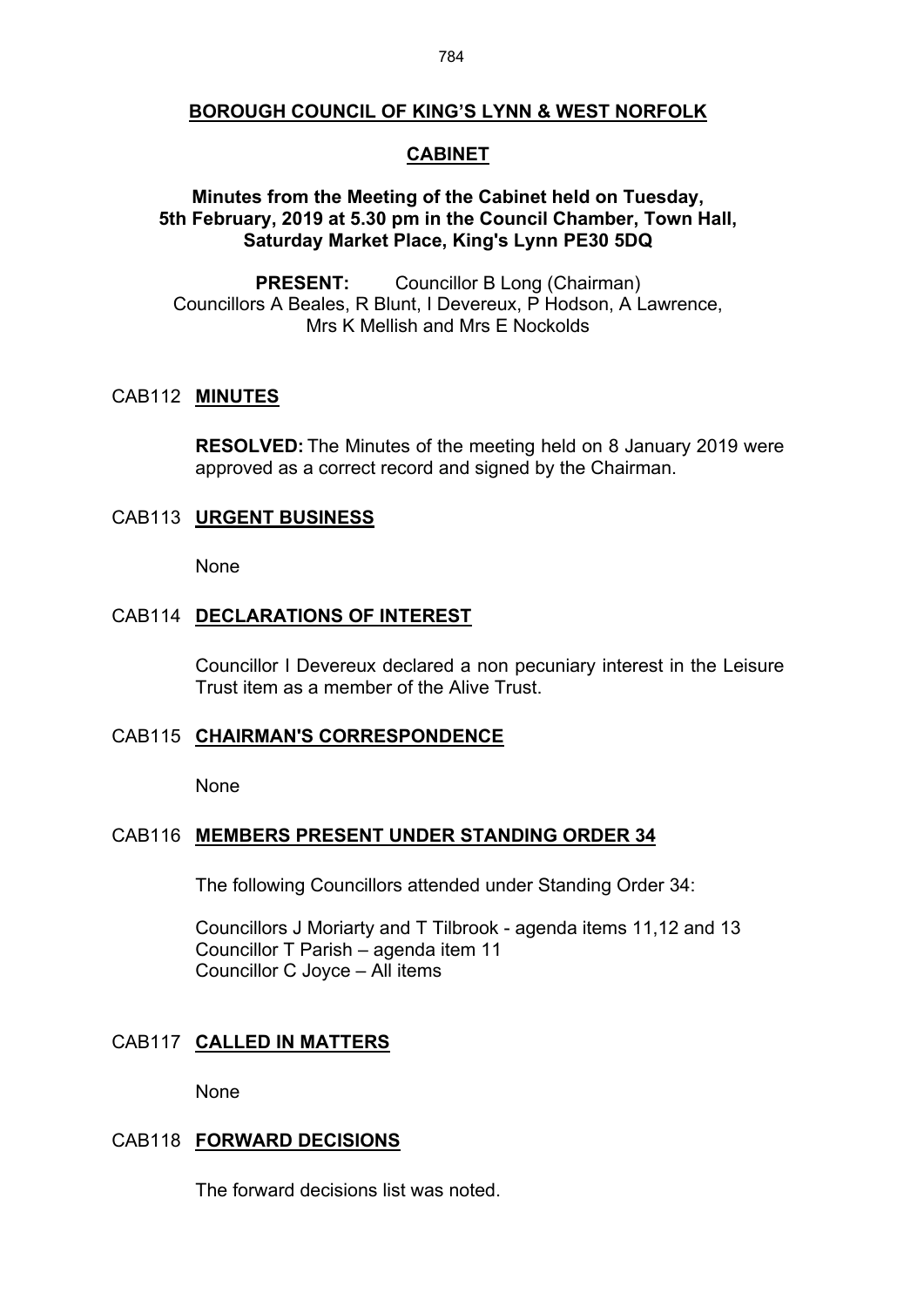# BOROUGH COUNCIL OF KING'S LYNN & WEST NORFOLK

## CABINET

### Minutes from the Meeting of the Cabinet held on Tuesday, 5th February, 2019 at 5.30 pm in the Council Chamber, Town Hall, Saturday Market Place, King's Lynn PE30 5DQ

**PRESENT:** Councillor B Long (Chairman)
Councillors A Beales, R Blunt, I Devereux, P Hodson, A Lawrence, Mrs K Mellish and Mrs E Nockolds

## CAB112 MINUTES

**RESOLVED:** The Minutes of the meeting held on 8 January 2019 were approved as a correct record and signed by the Chairman.

## CAB113 URGENT BUSINESS

None

## CAB114 DECLARATIONS OF INTEREST

Councillor I Devereux declared a non pecuniary interest in the Leisure Trust item as a member of the Alive Trust.

## CAB115 CHAIRMAN'S CORRESPONDENCE

None

## CAB116 MEMBERS PRESENT UNDER STANDING ORDER 34

The following Councillors attended under Standing Order 34:

Councillors J Moriarty and T Tilbrook - agenda items 11,12 and 13
Councillor T Parish – agenda item 11
Councillor C Joyce – All items

## CAB117 CALLED IN MATTERS

None

## CAB118 FORWARD DECISIONS

The forward decisions list was noted.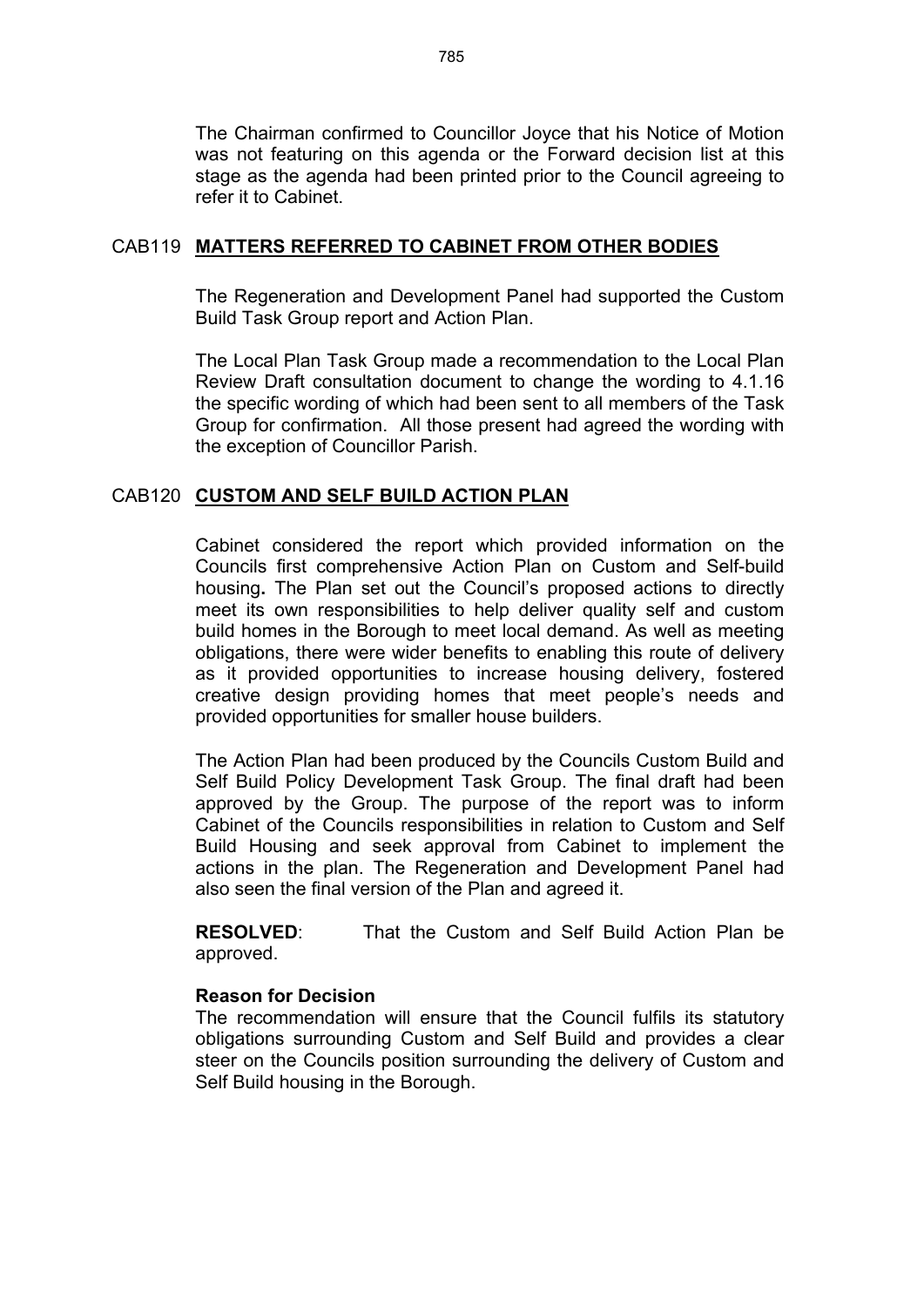The Chairman confirmed to Councillor Joyce that his Notice of Motion was not featuring on this agenda or the Forward decision list at this stage as the agenda had been printed prior to the Council agreeing to refer it to Cabinet.

## CAB119 **MATTERS REFERRED TO CABINET FROM OTHER BODIES**

The Regeneration and Development Panel had supported the Custom Build Task Group report and Action Plan.

The Local Plan Task Group made a recommendation to the Local Plan Review Draft consultation document to change the wording to 4.1.16 the specific wording of which had been sent to all members of the Task Group for confirmation. All those present had agreed the wording with the exception of Councillor Parish.

## CAB120 **CUSTOM AND SELF BUILD ACTION PLAN**

Cabinet considered the report which provided information on the Councils first comprehensive Action Plan on Custom and Self-build housing**.** The Plan set out the Council's proposed actions to directly meet its own responsibilities to help deliver quality self and custom build homes in the Borough to meet local demand. As well as meeting obligations, there were wider benefits to enabling this route of delivery as it provided opportunities to increase housing delivery, fostered creative design providing homes that meet people's needs and provided opportunities for smaller house builders.

The Action Plan had been produced by the Councils Custom Build and Self Build Policy Development Task Group. The final draft had been approved by the Group. The purpose of the report was to inform Cabinet of the Councils responsibilities in relation to Custom and Self Build Housing and seek approval from Cabinet to implement the actions in the plan. The Regeneration and Development Panel had also seen the final version of the Plan and agreed it.

**RESOLVED**: That the Custom and Self Build Action Plan be approved.

**Reason for Decision**

The recommendation will ensure that the Council fulfils its statutory obligations surrounding Custom and Self Build and provides a clear steer on the Councils position surrounding the delivery of Custom and Self Build housing in the Borough.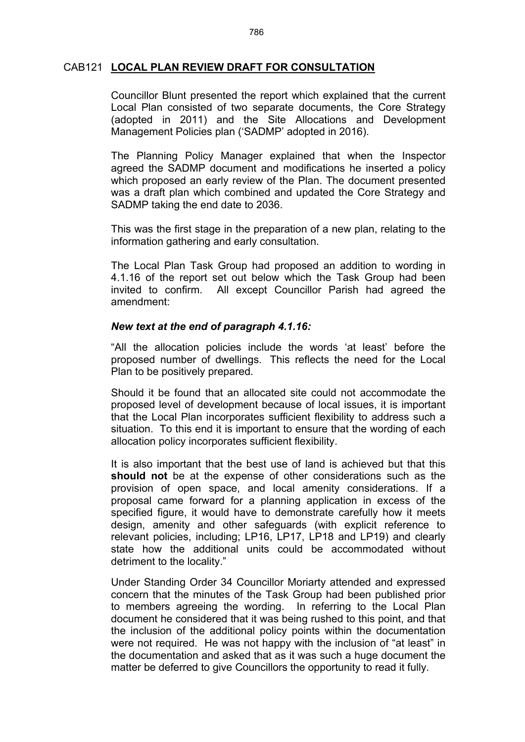## CAB121 **LOCAL PLAN REVIEW DRAFT FOR CONSULTATION**

Councillor Blunt presented the report which explained that the current Local Plan consisted of two separate documents, the Core Strategy (adopted in 2011) and the Site Allocations and Development Management Policies plan ('SADMP' adopted in 2016).

The Planning Policy Manager explained that when the Inspector agreed the SADMP document and modifications he inserted a policy which proposed an early review of the Plan. The document presented was a draft plan which combined and updated the Core Strategy and SADMP taking the end date to 2036.

This was the first stage in the preparation of a new plan, relating to the information gathering and early consultation.

The Local Plan Task Group had proposed an addition to wording in 4.1.16 of the report set out below which the Task Group had been invited to confirm. All except Councillor Parish had agreed the amendment:

***New text at the end of paragraph 4.1.16:***

"All the allocation policies include the words 'at least' before the proposed number of dwellings. This reflects the need for the Local Plan to be positively prepared.

Should it be found that an allocated site could not accommodate the proposed level of development because of local issues, it is important that the Local Plan incorporates sufficient flexibility to address such a situation. To this end it is important to ensure that the wording of each allocation policy incorporates sufficient flexibility.

It is also important that the best use of land is achieved but that this **should not** be at the expense of other considerations such as the provision of open space, and local amenity considerations. If a proposal came forward for a planning application in excess of the specified figure, it would have to demonstrate carefully how it meets design, amenity and other safeguards (with explicit reference to relevant policies, including; LP16, LP17, LP18 and LP19) and clearly state how the additional units could be accommodated without detriment to the locality."

Under Standing Order 34 Councillor Moriarty attended and expressed concern that the minutes of the Task Group had been published prior to members agreeing the wording. In referring to the Local Plan document he considered that it was being rushed to this point, and that the inclusion of the additional policy points within the documentation were not required. He was not happy with the inclusion of "at least" in the documentation and asked that as it was such a huge document the matter be deferred to give Councillors the opportunity to read it fully.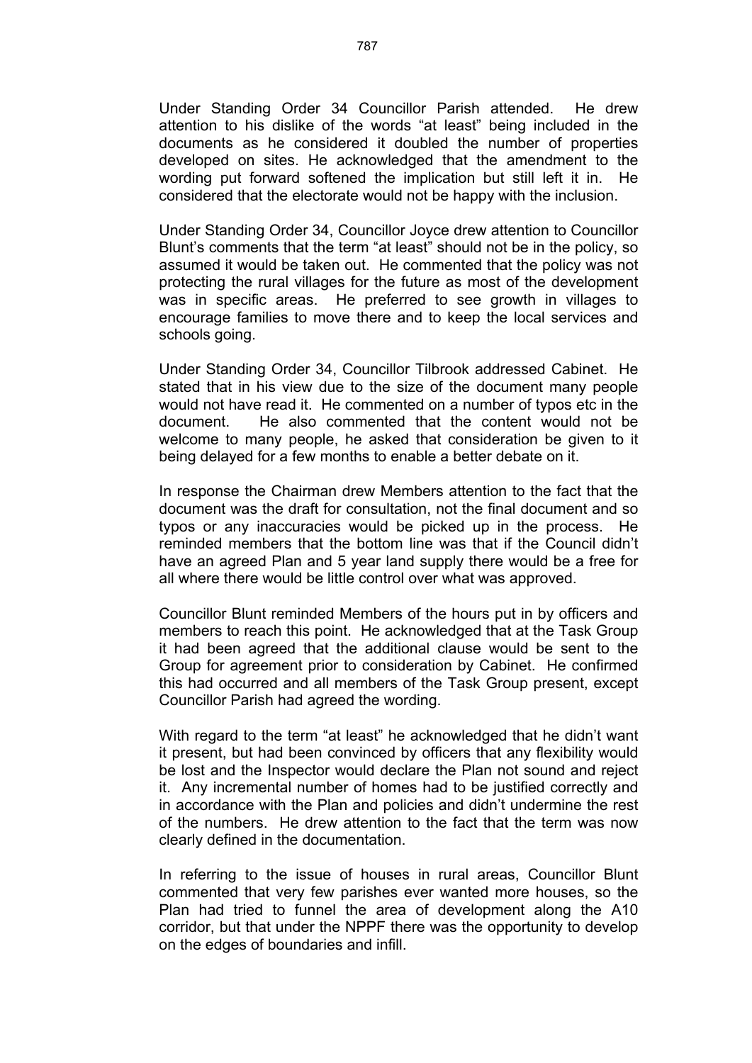Under Standing Order 34 Councillor Parish attended. He drew attention to his dislike of the words "at least" being included in the documents as he considered it doubled the number of properties developed on sites. He acknowledged that the amendment to the wording put forward softened the implication but still left it in. He considered that the electorate would not be happy with the inclusion.

Under Standing Order 34, Councillor Joyce drew attention to Councillor Blunt's comments that the term "at least" should not be in the policy, so assumed it would be taken out. He commented that the policy was not protecting the rural villages for the future as most of the development was in specific areas. He preferred to see growth in villages to encourage families to move there and to keep the local services and schools going.

Under Standing Order 34, Councillor Tilbrook addressed Cabinet. He stated that in his view due to the size of the document many people would not have read it. He commented on a number of typos etc in the document. He also commented that the content would not be welcome to many people, he asked that consideration be given to it being delayed for a few months to enable a better debate on it.

In response the Chairman drew Members attention to the fact that the document was the draft for consultation, not the final document and so typos or any inaccuracies would be picked up in the process. He reminded members that the bottom line was that if the Council didn't have an agreed Plan and 5 year land supply there would be a free for all where there would be little control over what was approved.

Councillor Blunt reminded Members of the hours put in by officers and members to reach this point. He acknowledged that at the Task Group it had been agreed that the additional clause would be sent to the Group for agreement prior to consideration by Cabinet. He confirmed this had occurred and all members of the Task Group present, except Councillor Parish had agreed the wording.

With regard to the term "at least" he acknowledged that he didn't want it present, but had been convinced by officers that any flexibility would be lost and the Inspector would declare the Plan not sound and reject it. Any incremental number of homes had to be justified correctly and in accordance with the Plan and policies and didn't undermine the rest of the numbers. He drew attention to the fact that the term was now clearly defined in the documentation.

In referring to the issue of houses in rural areas, Councillor Blunt commented that very few parishes ever wanted more houses, so the Plan had tried to funnel the area of development along the A10 corridor, but that under the NPPF there was the opportunity to develop on the edges of boundaries and infill.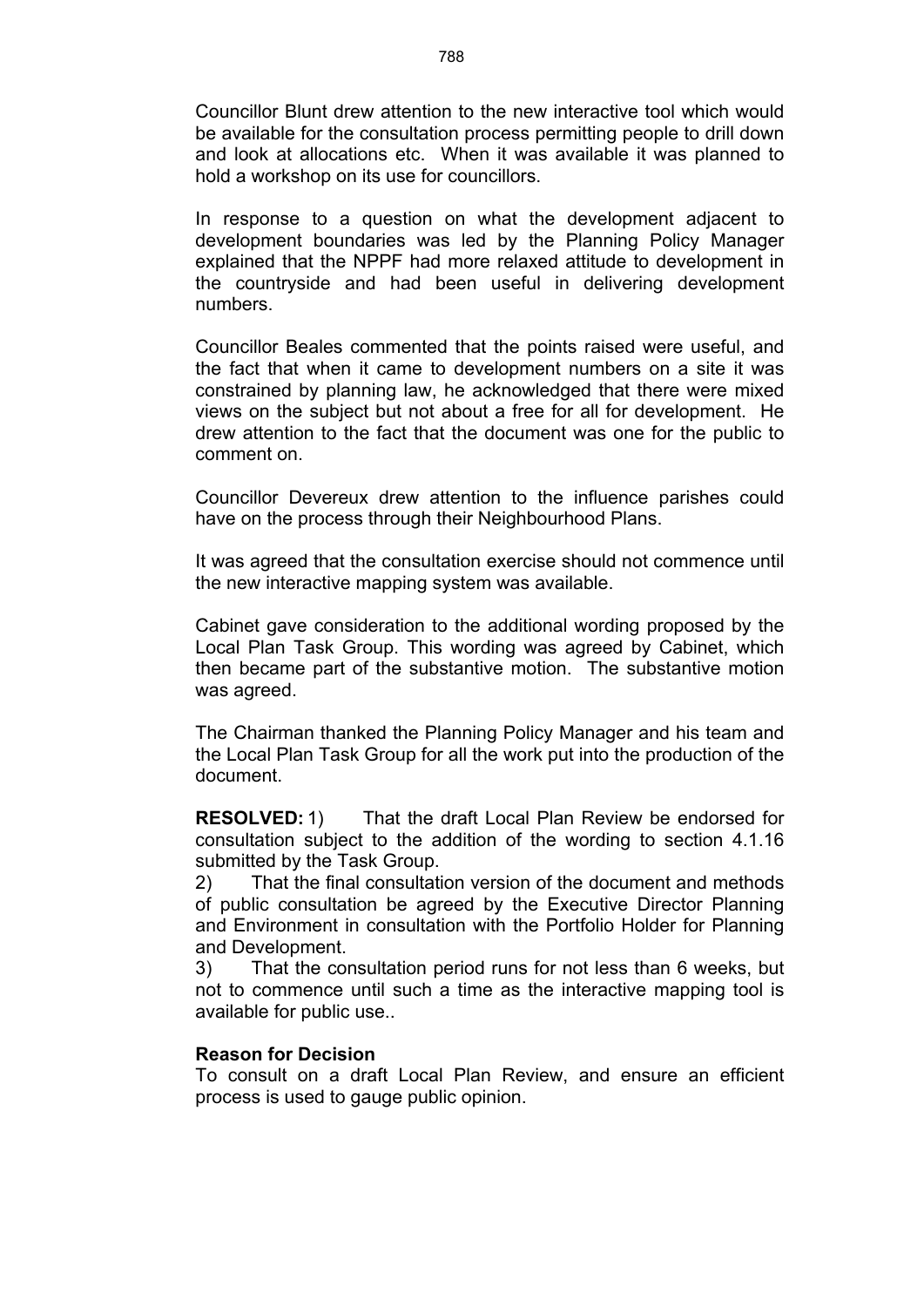Councillor Blunt drew attention to the new interactive tool which would be available for the consultation process permitting people to drill down and look at allocations etc. When it was available it was planned to hold a workshop on its use for councillors.

In response to a question on what the development adjacent to development boundaries was led by the Planning Policy Manager explained that the NPPF had more relaxed attitude to development in the countryside and had been useful in delivering development numbers.

Councillor Beales commented that the points raised were useful, and the fact that when it came to development numbers on a site it was constrained by planning law, he acknowledged that there were mixed views on the subject but not about a free for all for development. He drew attention to the fact that the document was one for the public to comment on.

Councillor Devereux drew attention to the influence parishes could have on the process through their Neighbourhood Plans.

It was agreed that the consultation exercise should not commence until the new interactive mapping system was available.

Cabinet gave consideration to the additional wording proposed by the Local Plan Task Group. This wording was agreed by Cabinet, which then became part of the substantive motion. The substantive motion was agreed.

The Chairman thanked the Planning Policy Manager and his team and the Local Plan Task Group for all the work put into the production of the document.

**RESOLVED:** 1) That the draft Local Plan Review be endorsed for consultation subject to the addition of the wording to section 4.1.16 submitted by the Task Group.

2) That the final consultation version of the document and methods of public consultation be agreed by the Executive Director Planning and Environment in consultation with the Portfolio Holder for Planning and Development.

3) That the consultation period runs for not less than 6 weeks, but not to commence until such a time as the interactive mapping tool is available for public use..

**Reason for Decision**

To consult on a draft Local Plan Review, and ensure an efficient process is used to gauge public opinion.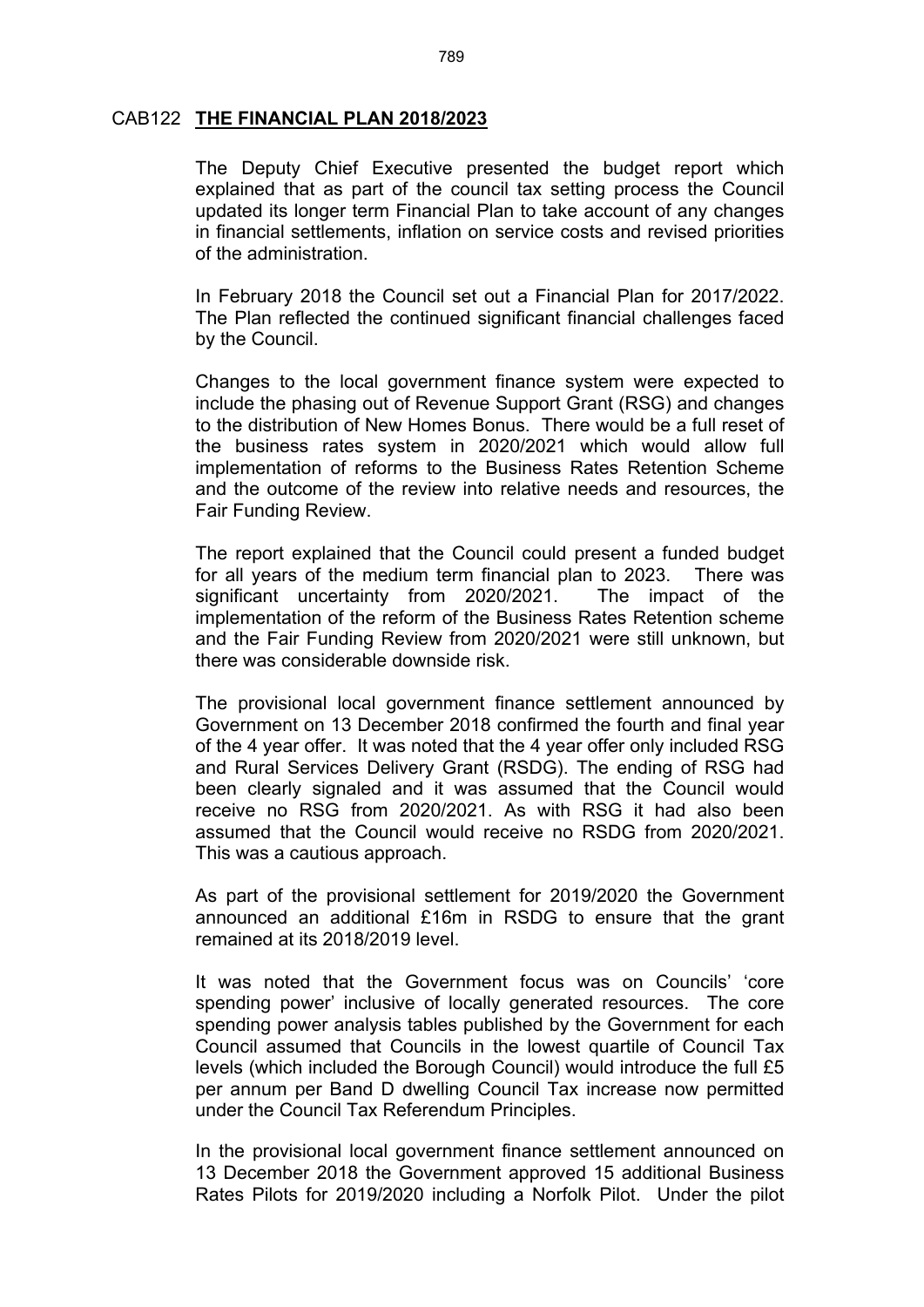CAB122 **THE FINANCIAL PLAN 2018/2023**

The Deputy Chief Executive presented the budget report which explained that as part of the council tax setting process the Council updated its longer term Financial Plan to take account of any changes in financial settlements, inflation on service costs and revised priorities of the administration.

In February 2018 the Council set out a Financial Plan for 2017/2022. The Plan reflected the continued significant financial challenges faced by the Council.

Changes to the local government finance system were expected to include the phasing out of Revenue Support Grant (RSG) and changes to the distribution of New Homes Bonus. There would be a full reset of the business rates system in 2020/2021 which would allow full implementation of reforms to the Business Rates Retention Scheme and the outcome of the review into relative needs and resources, the Fair Funding Review.

The report explained that the Council could present a funded budget for all years of the medium term financial plan to 2023. There was significant uncertainty from 2020/2021. The impact of the implementation of the reform of the Business Rates Retention scheme and the Fair Funding Review from 2020/2021 were still unknown, but there was considerable downside risk.

The provisional local government finance settlement announced by Government on 13 December 2018 confirmed the fourth and final year of the 4 year offer. It was noted that the 4 year offer only included RSG and Rural Services Delivery Grant (RSDG). The ending of RSG had been clearly signaled and it was assumed that the Council would receive no RSG from 2020/2021. As with RSG it had also been assumed that the Council would receive no RSDG from 2020/2021. This was a cautious approach.

As part of the provisional settlement for 2019/2020 the Government announced an additional £16m in RSDG to ensure that the grant remained at its 2018/2019 level.

It was noted that the Government focus was on Councils' 'core spending power' inclusive of locally generated resources. The core spending power analysis tables published by the Government for each Council assumed that Councils in the lowest quartile of Council Tax levels (which included the Borough Council) would introduce the full £5 per annum per Band D dwelling Council Tax increase now permitted under the Council Tax Referendum Principles.

In the provisional local government finance settlement announced on 13 December 2018 the Government approved 15 additional Business Rates Pilots for 2019/2020 including a Norfolk Pilot. Under the pilot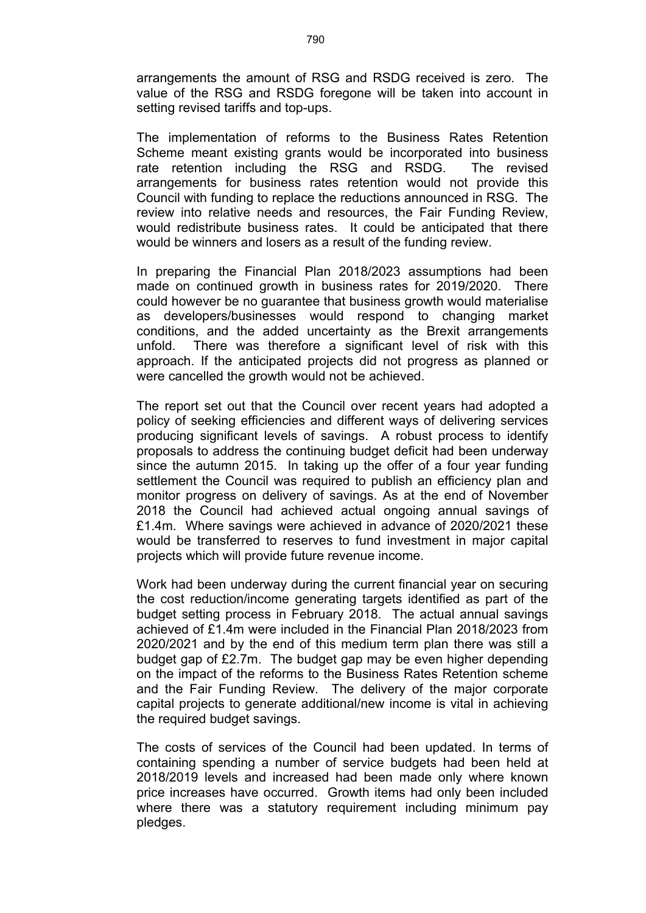arrangements the amount of RSG and RSDG received is zero. The value of the RSG and RSDG foregone will be taken into account in setting revised tariffs and top-ups.

The implementation of reforms to the Business Rates Retention Scheme meant existing grants would be incorporated into business rate retention including the RSG and RSDG. The revised arrangements for business rates retention would not provide this Council with funding to replace the reductions announced in RSG. The review into relative needs and resources, the Fair Funding Review, would redistribute business rates. It could be anticipated that there would be winners and losers as a result of the funding review.

In preparing the Financial Plan 2018/2023 assumptions had been made on continued growth in business rates for 2019/2020. There could however be no guarantee that business growth would materialise as developers/businesses would respond to changing market conditions, and the added uncertainty as the Brexit arrangements unfold. There was therefore a significant level of risk with this approach. If the anticipated projects did not progress as planned or were cancelled the growth would not be achieved.

The report set out that the Council over recent years had adopted a policy of seeking efficiencies and different ways of delivering services producing significant levels of savings. A robust process to identify proposals to address the continuing budget deficit had been underway since the autumn 2015. In taking up the offer of a four year funding settlement the Council was required to publish an efficiency plan and monitor progress on delivery of savings. As at the end of November 2018 the Council had achieved actual ongoing annual savings of £1.4m. Where savings were achieved in advance of 2020/2021 these would be transferred to reserves to fund investment in major capital projects which will provide future revenue income.

Work had been underway during the current financial year on securing the cost reduction/income generating targets identified as part of the budget setting process in February 2018. The actual annual savings achieved of £1.4m were included in the Financial Plan 2018/2023 from 2020/2021 and by the end of this medium term plan there was still a budget gap of £2.7m. The budget gap may be even higher depending on the impact of the reforms to the Business Rates Retention scheme and the Fair Funding Review. The delivery of the major corporate capital projects to generate additional/new income is vital in achieving the required budget savings.

The costs of services of the Council had been updated. In terms of containing spending a number of service budgets had been held at 2018/2019 levels and increased had been made only where known price increases have occurred. Growth items had only been included where there was a statutory requirement including minimum pay pledges.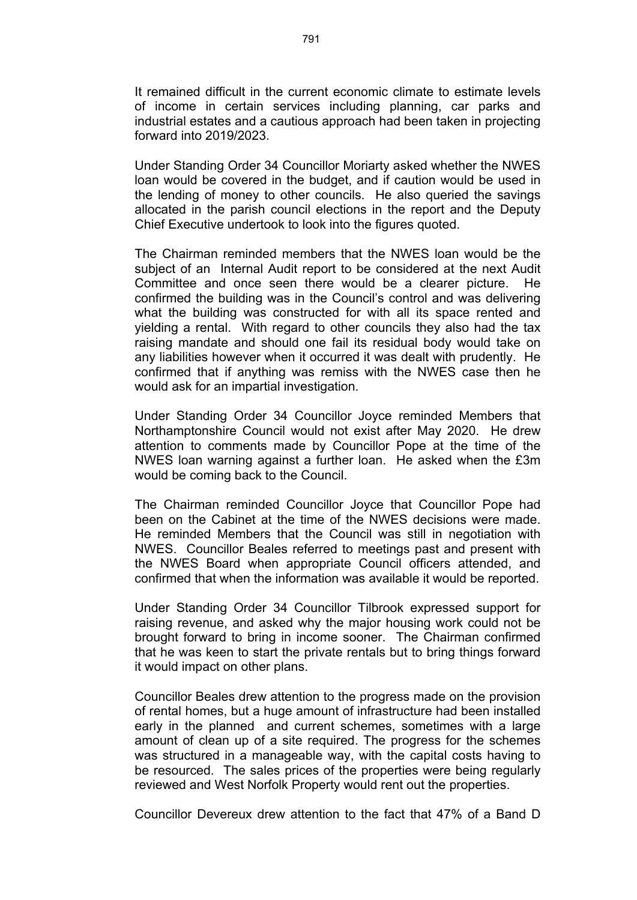It remained difficult in the current economic climate to estimate levels of income in certain services including planning, car parks and industrial estates and a cautious approach had been taken in projecting forward into 2019/2023.

Under Standing Order 34 Councillor Moriarty asked whether the NWES loan would be covered in the budget, and if caution would be used in the lending of money to other councils. He also queried the savings allocated in the parish council elections in the report and the Deputy Chief Executive undertook to look into the figures quoted.

The Chairman reminded members that the NWES loan would be the subject of an Internal Audit report to be considered at the next Audit Committee and once seen there would be a clearer picture. He confirmed the building was in the Council's control and was delivering what the building was constructed for with all its space rented and yielding a rental. With regard to other councils they also had the tax raising mandate and should one fail its residual body would take on any liabilities however when it occurred it was dealt with prudently. He confirmed that if anything was remiss with the NWES case then he would ask for an impartial investigation.

Under Standing Order 34 Councillor Joyce reminded Members that Northamptonshire Council would not exist after May 2020. He drew attention to comments made by Councillor Pope at the time of the NWES loan warning against a further loan. He asked when the £3m would be coming back to the Council.

The Chairman reminded Councillor Joyce that Councillor Pope had been on the Cabinet at the time of the NWES decisions were made. He reminded Members that the Council was still in negotiation with NWES. Councillor Beales referred to meetings past and present with the NWES Board when appropriate Council officers attended, and confirmed that when the information was available it would be reported.

Under Standing Order 34 Councillor Tilbrook expressed support for raising revenue, and asked why the major housing work could not be brought forward to bring in income sooner. The Chairman confirmed that he was keen to start the private rentals but to bring things forward it would impact on other plans.

Councillor Beales drew attention to the progress made on the provision of rental homes, but a huge amount of infrastructure had been installed early in the planned and current schemes, sometimes with a large amount of clean up of a site required. The progress for the schemes was structured in a manageable way, with the capital costs having to be resourced. The sales prices of the properties were being regularly reviewed and West Norfolk Property would rent out the properties.

Councillor Devereux drew attention to the fact that 47% of a Band D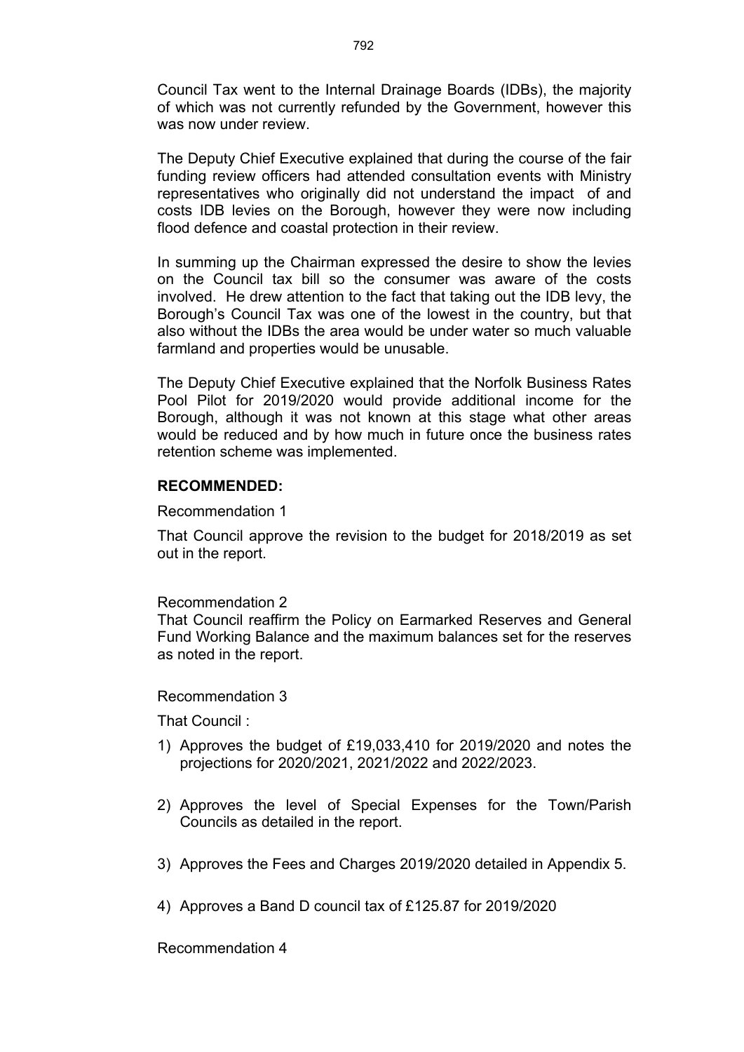Council Tax went to the Internal Drainage Boards (IDBs), the majority of which was not currently refunded by the Government, however this was now under review.

The Deputy Chief Executive explained that during the course of the fair funding review officers had attended consultation events with Ministry representatives who originally did not understand the impact of and costs IDB levies on the Borough, however they were now including flood defence and coastal protection in their review.

In summing up the Chairman expressed the desire to show the levies on the Council tax bill so the consumer was aware of the costs involved. He drew attention to the fact that taking out the IDB levy, the Borough's Council Tax was one of the lowest in the country, but that also without the IDBs the area would be under water so much valuable farmland and properties would be unusable.

The Deputy Chief Executive explained that the Norfolk Business Rates Pool Pilot for 2019/2020 would provide additional income for the Borough, although it was not known at this stage what other areas would be reduced and by how much in future once the business rates retention scheme was implemented.

**RECOMMENDED:**

Recommendation 1

That Council approve the revision to the budget for 2018/2019 as set out in the report.

Recommendation 2

That Council reaffirm the Policy on Earmarked Reserves and General Fund Working Balance and the maximum balances set for the reserves as noted in the report.

Recommendation 3

That Council :

1) Approves the budget of £19,033,410 for 2019/2020 and notes the projections for 2020/2021, 2021/2022 and 2022/2023.

2) Approves the level of Special Expenses for the Town/Parish Councils as detailed in the report.

3) Approves the Fees and Charges 2019/2020 detailed in Appendix 5.

4) Approves a Band D council tax of £125.87 for 2019/2020

Recommendation 4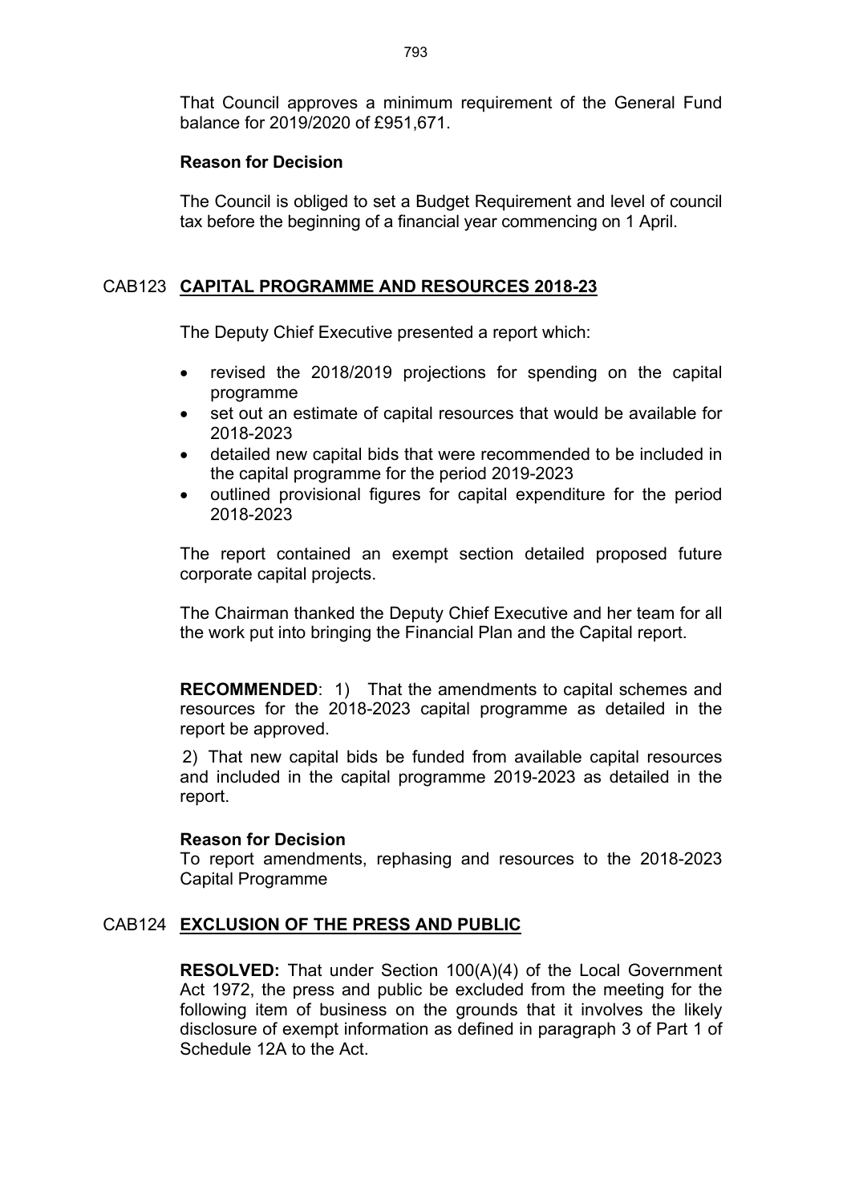That Council approves a minimum requirement of the General Fund balance for 2019/2020 of £951,671.

**Reason for Decision**

The Council is obliged to set a Budget Requirement and level of council tax before the beginning of a financial year commencing on 1 April.

## CAB123 CAPITAL PROGRAMME AND RESOURCES 2018-23

The Deputy Chief Executive presented a report which:

- revised the 2018/2019 projections for spending on the capital programme
- set out an estimate of capital resources that would be available for 2018-2023
- detailed new capital bids that were recommended to be included in the capital programme for the period 2019-2023
- outlined provisional figures for capital expenditure for the period 2018-2023

The report contained an exempt section detailed proposed future corporate capital projects.

The Chairman thanked the Deputy Chief Executive and her team for all the work put into bringing the Financial Plan and the Capital report.

**RECOMMENDED**: 1) That the amendments to capital schemes and resources for the 2018-2023 capital programme as detailed in the report be approved.

2) That new capital bids be funded from available capital resources and included in the capital programme 2019-2023 as detailed in the report.

**Reason for Decision**

To report amendments, rephasing and resources to the 2018-2023 Capital Programme

## CAB124 EXCLUSION OF THE PRESS AND PUBLIC

**RESOLVED:** That under Section 100(A)(4) of the Local Government Act 1972, the press and public be excluded from the meeting for the following item of business on the grounds that it involves the likely disclosure of exempt information as defined in paragraph 3 of Part 1 of Schedule 12A to the Act.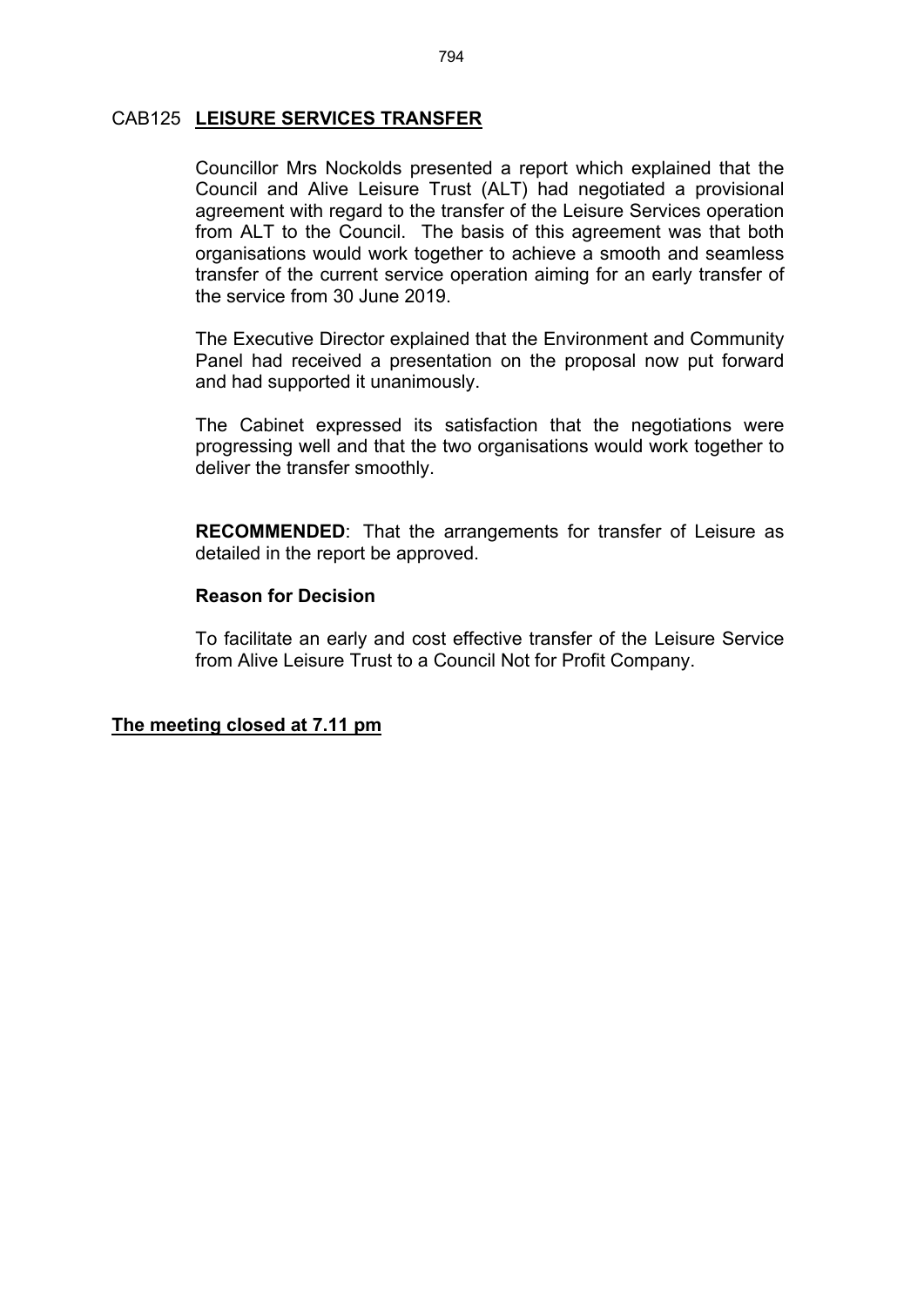## CAB125 **LEISURE SERVICES TRANSFER**

Councillor Mrs Nockolds presented a report which explained that the Council and Alive Leisure Trust (ALT) had negotiated a provisional agreement with regard to the transfer of the Leisure Services operation from ALT to the Council. The basis of this agreement was that both organisations would work together to achieve a smooth and seamless transfer of the current service operation aiming for an early transfer of the service from 30 June 2019.

The Executive Director explained that the Environment and Community Panel had received a presentation on the proposal now put forward and had supported it unanimously.

The Cabinet expressed its satisfaction that the negotiations were progressing well and that the two organisations would work together to deliver the transfer smoothly.

**RECOMMENDED**: That the arrangements for transfer of Leisure as detailed in the report be approved.

**Reason for Decision**

To facilitate an early and cost effective transfer of the Leisure Service from Alive Leisure Trust to a Council Not for Profit Company.

**The meeting closed at 7.11 pm**